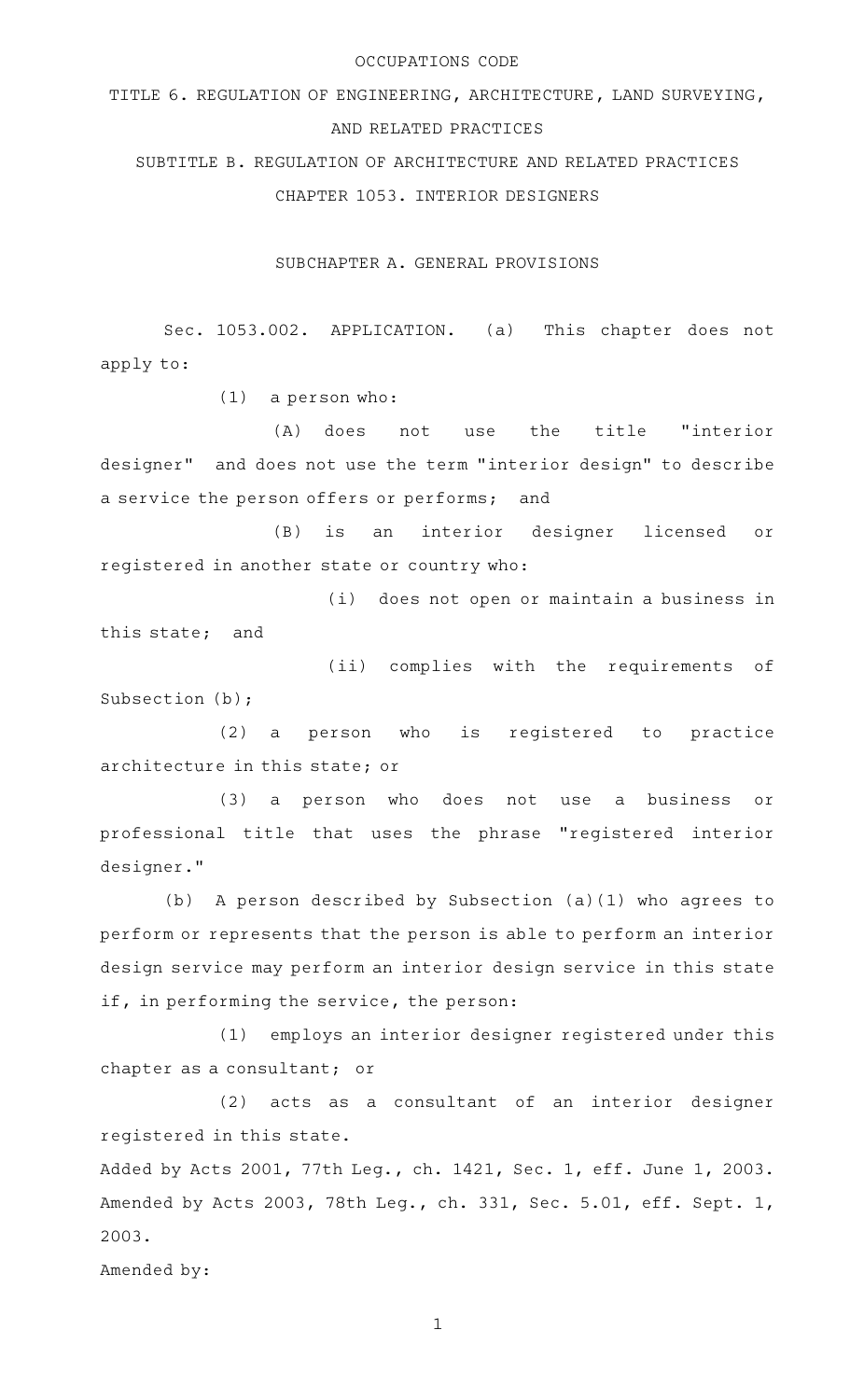OCCUPATIONS CODE

TITLE 6. REGULATION OF ENGINEERING, ARCHITECTURE, LAND SURVEYING, AND RELATED PRACTICES

SUBTITLE B. REGULATION OF ARCHITECTURE AND RELATED PRACTICES

CHAPTER 1053. INTERIOR DESIGNERS

SUBCHAPTER A. GENERAL PROVISIONS

Sec. 1053.002. APPLICATION. (a) This chapter does not apply to:

(1) a person who:

(A) does not use the title "interior designer" and does not use the term "interior design" to describe a service the person offers or performs; and

(B) is an interior designer licensed or registered in another state or country who:

(i) does not open or maintain a business in this state; and

(ii) complies with the requirements of Subsection (b);

(2) a person who is registered to practice architecture in this state; or

(3) a person who does not use a business or professional title that uses the phrase "registered interior designer."

(b) A person described by Subsection (a)(1) who agrees to perform or represents that the person is able to perform an interior design service may perform an interior design service in this state if, in performing the service, the person:

(1) employs an interior designer registered under this chapter as a consultant; or

(2) acts as a consultant of an interior designer registered in this state.

Added by Acts 2001, 77th Leg., ch. 1421, Sec. 1, eff. June 1, 2003.
Amended by Acts 2003, 78th Leg., ch. 331, Sec. 5.01, eff. Sept. 1, 2003.

Amended by: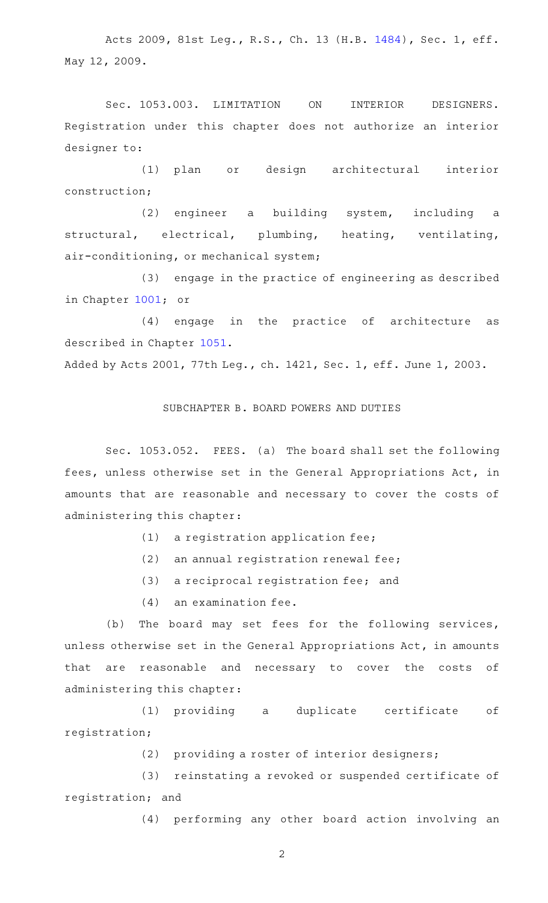Acts 2009, 81st Leg., R.S., Ch. 13 (H.B. 1484), Sec. 1, eff. May 12, 2009.

Sec. 1053.003. LIMITATION ON INTERIOR DESIGNERS. Registration under this chapter does not authorize an interior designer to:

(1) plan or design architectural interior construction;

(2) engineer a building system, including a structural, electrical, plumbing, heating, ventilating, air-conditioning, or mechanical system;

(3) engage in the practice of engineering as described in Chapter 1001; or

(4) engage in the practice of architecture as described in Chapter 1051.

Added by Acts 2001, 77th Leg., ch. 1421, Sec. 1, eff. June 1, 2003.

## SUBCHAPTER B. BOARD POWERS AND DUTIES

Sec. 1053.052. FEES. (a) The board shall set the following fees, unless otherwise set in the General Appropriations Act, in amounts that are reasonable and necessary to cover the costs of administering this chapter:

(1) a registration application fee;

(2) an annual registration renewal fee;

(3) a reciprocal registration fee; and

(4) an examination fee.

(b) The board may set fees for the following services, unless otherwise set in the General Appropriations Act, in amounts that are reasonable and necessary to cover the costs of administering this chapter:

(1) providing a duplicate certificate of registration;

(2) providing a roster of interior designers;

(3) reinstating a revoked or suspended certificate of registration; and

(4) performing any other board action involving an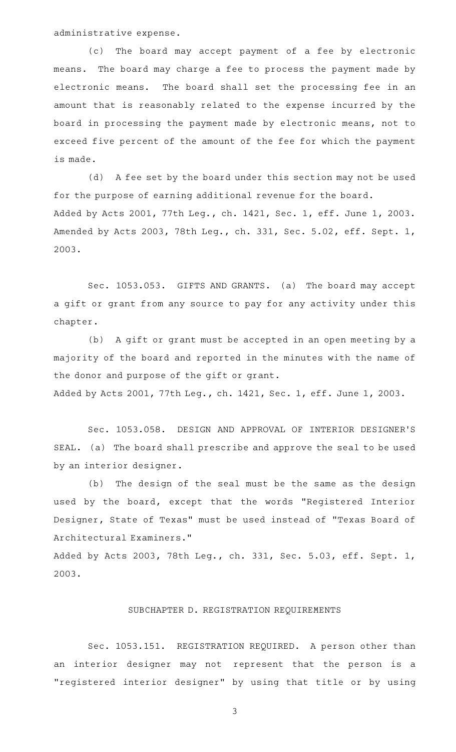administrative expense.

(c) The board may accept payment of a fee by electronic means. The board may charge a fee to process the payment made by electronic means. The board shall set the processing fee in an amount that is reasonably related to the expense incurred by the board in processing the payment made by electronic means, not to exceed five percent of the amount of the fee for which the payment is made.

(d) A fee set by the board under this section may not be used for the purpose of earning additional revenue for the board.

Added by Acts 2001, 77th Leg., ch. 1421, Sec. 1, eff. June 1, 2003. Amended by Acts 2003, 78th Leg., ch. 331, Sec. 5.02, eff. Sept. 1, 2003.

Sec. 1053.053. GIFTS AND GRANTS. (a) The board may accept a gift or grant from any source to pay for any activity under this chapter.

(b) A gift or grant must be accepted in an open meeting by a majority of the board and reported in the minutes with the name of the donor and purpose of the gift or grant.

Added by Acts 2001, 77th Leg., ch. 1421, Sec. 1, eff. June 1, 2003.

Sec. 1053.058. DESIGN AND APPROVAL OF INTERIOR DESIGNER'S SEAL. (a) The board shall prescribe and approve the seal to be used by an interior designer.

(b) The design of the seal must be the same as the design used by the board, except that the words "Registered Interior Designer, State of Texas" must be used instead of "Texas Board of Architectural Examiners."

Added by Acts 2003, 78th Leg., ch. 331, Sec. 5.03, eff. Sept. 1, 2003.

## SUBCHAPTER D. REGISTRATION REQUIREMENTS

Sec. 1053.151. REGISTRATION REQUIRED. A person other than an interior designer may not represent that the person is a "registered interior designer" by using that title or by using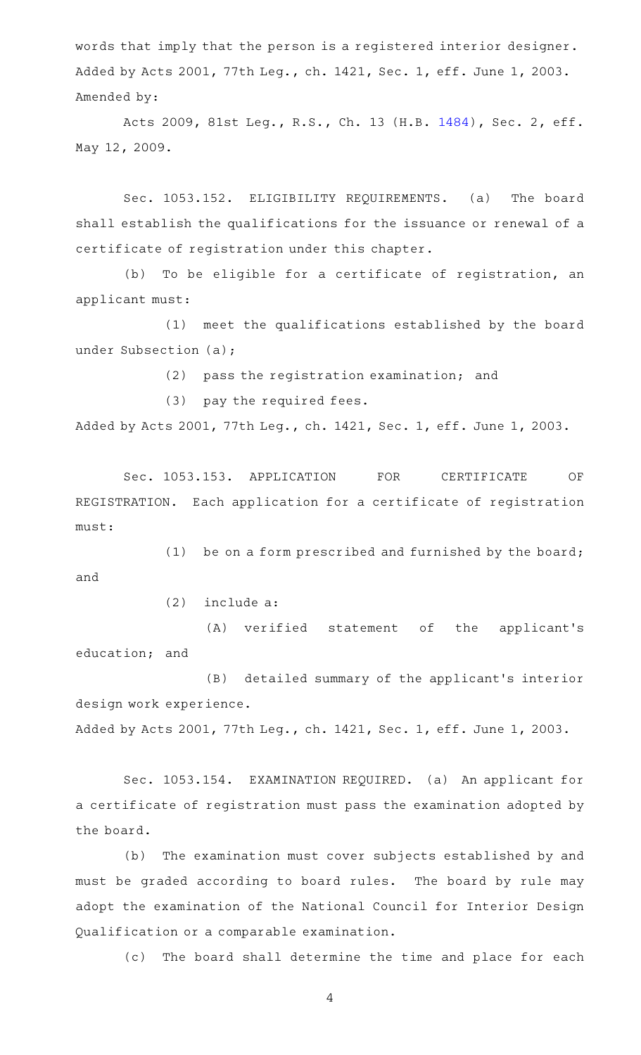words that imply that the person is a registered interior designer.
Added by Acts 2001, 77th Leg., ch. 1421, Sec. 1, eff. June 1, 2003.
Amended by:

Acts 2009, 81st Leg., R.S., Ch. 13 (H.B. 1484), Sec. 2, eff. May 12, 2009.

Sec. 1053.152. ELIGIBILITY REQUIREMENTS. (a) The board shall establish the qualifications for the issuance or renewal of a certificate of registration under this chapter.

(b) To be eligible for a certificate of registration, an applicant must:

(1) meet the qualifications established by the board under Subsection (a);

(2) pass the registration examination; and

(3) pay the required fees.

Added by Acts 2001, 77th Leg., ch. 1421, Sec. 1, eff. June 1, 2003.

Sec. 1053.153. APPLICATION FOR CERTIFICATE OF REGISTRATION. Each application for a certificate of registration must:

(1) be on a form prescribed and furnished by the board; and

(2) include a:

(A) verified statement of the applicant's education; and

(B) detailed summary of the applicant's interior design work experience.

Added by Acts 2001, 77th Leg., ch. 1421, Sec. 1, eff. June 1, 2003.

Sec. 1053.154. EXAMINATION REQUIRED. (a) An applicant for a certificate of registration must pass the examination adopted by the board.

(b) The examination must cover subjects established by and must be graded according to board rules. The board by rule may adopt the examination of the National Council for Interior Design Qualification or a comparable examination.

(c) The board shall determine the time and place for each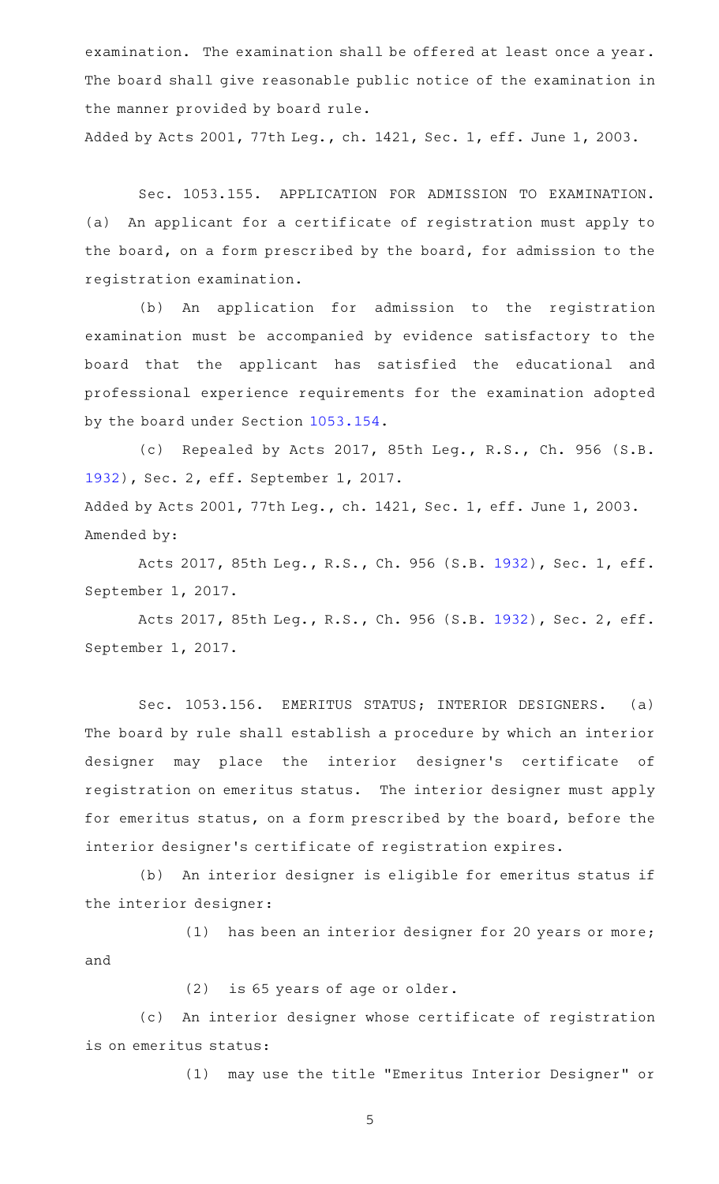examination. The examination shall be offered at least once a year. The board shall give reasonable public notice of the examination in the manner provided by board rule.

Added by Acts 2001, 77th Leg., ch. 1421, Sec. 1, eff. June 1, 2003.

Sec. 1053.155. APPLICATION FOR ADMISSION TO EXAMINATION. (a) An applicant for a certificate of registration must apply to the board, on a form prescribed by the board, for admission to the registration examination.

(b) An application for admission to the registration examination must be accompanied by evidence satisfactory to the board that the applicant has satisfied the educational and professional experience requirements for the examination adopted by the board under Section 1053.154.

(c) Repealed by Acts 2017, 85th Leg., R.S., Ch. 956 (S.B. 1932), Sec. 2, eff. September 1, 2017.

Added by Acts 2001, 77th Leg., ch. 1421, Sec. 1, eff. June 1, 2003.
Amended by:

Acts 2017, 85th Leg., R.S., Ch. 956 (S.B. 1932), Sec. 1, eff. September 1, 2017.

Acts 2017, 85th Leg., R.S., Ch. 956 (S.B. 1932), Sec. 2, eff. September 1, 2017.

Sec. 1053.156. EMERITUS STATUS; INTERIOR DESIGNERS. (a) The board by rule shall establish a procedure by which an interior designer may place the interior designer's certificate of registration on emeritus status. The interior designer must apply for emeritus status, on a form prescribed by the board, before the interior designer's certificate of registration expires.

(b) An interior designer is eligible for emeritus status if the interior designer:

(1) has been an interior designer for 20 years or more; and

(2) is 65 years of age or older.

(c) An interior designer whose certificate of registration is on emeritus status:

(1) may use the title "Emeritus Interior Designer" or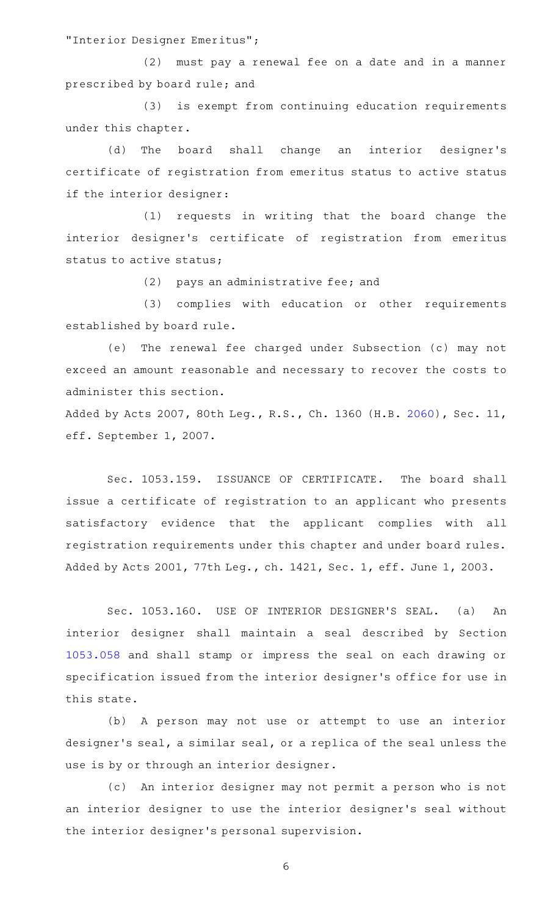"Interior Designer Emeritus";

(2) must pay a renewal fee on a date and in a manner prescribed by board rule; and

(3) is exempt from continuing education requirements under this chapter.

(d) The board shall change an interior designer's certificate of registration from emeritus status to active status if the interior designer:

(1) requests in writing that the board change the interior designer's certificate of registration from emeritus status to active status;

(2) pays an administrative fee; and

(3) complies with education or other requirements established by board rule.

(e) The renewal fee charged under Subsection (c) may not exceed an amount reasonable and necessary to recover the costs to administer this section.

Added by Acts 2007, 80th Leg., R.S., Ch. 1360 (H.B. 2060), Sec. 11, eff. September 1, 2007.

Sec. 1053.159. ISSUANCE OF CERTIFICATE. The board shall issue a certificate of registration to an applicant who presents satisfactory evidence that the applicant complies with all registration requirements under this chapter and under board rules.

Added by Acts 2001, 77th Leg., ch. 1421, Sec. 1, eff. June 1, 2003.

Sec. 1053.160. USE OF INTERIOR DESIGNER'S SEAL. (a) An interior designer shall maintain a seal described by Section 1053.058 and shall stamp or impress the seal on each drawing or specification issued from the interior designer's office for use in this state.

(b) A person may not use or attempt to use an interior designer's seal, a similar seal, or a replica of the seal unless the use is by or through an interior designer.

(c) An interior designer may not permit a person who is not an interior designer to use the interior designer's seal without the interior designer's personal supervision.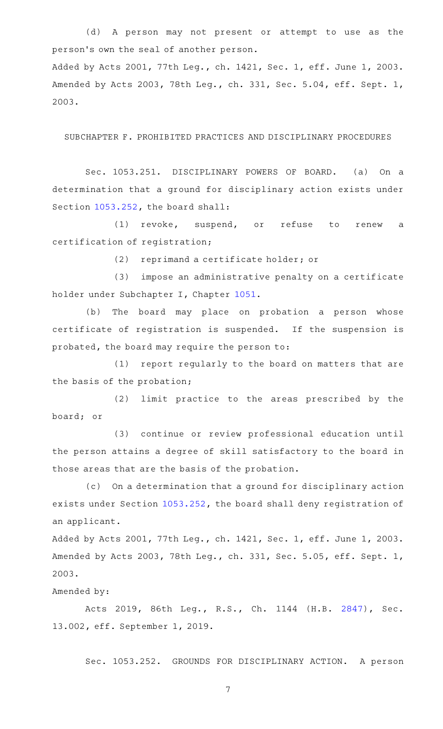(d) A person may not present or attempt to use as the person's own the seal of another person.

Added by Acts 2001, 77th Leg., ch. 1421, Sec. 1, eff. June 1, 2003. Amended by Acts 2003, 78th Leg., ch. 331, Sec. 5.04, eff. Sept. 1, 2003.

## SUBCHAPTER F. PROHIBITED PRACTICES AND DISCIPLINARY PROCEDURES

Sec. 1053.251. DISCIPLINARY POWERS OF BOARD. (a) On a determination that a ground for disciplinary action exists under Section 1053.252, the board shall:

(1) revoke, suspend, or refuse to renew a certification of registration;

(2) reprimand a certificate holder; or

(3) impose an administrative penalty on a certificate holder under Subchapter I, Chapter 1051.

(b) The board may place on probation a person whose certificate of registration is suspended. If the suspension is probated, the board may require the person to:

(1) report regularly to the board on matters that are the basis of the probation;

(2) limit practice to the areas prescribed by the board; or

(3) continue or review professional education until the person attains a degree of skill satisfactory to the board in those areas that are the basis of the probation.

(c) On a determination that a ground for disciplinary action exists under Section 1053.252, the board shall deny registration of an applicant.

Added by Acts 2001, 77th Leg., ch. 1421, Sec. 1, eff. June 1, 2003. Amended by Acts 2003, 78th Leg., ch. 331, Sec. 5.05, eff. Sept. 1, 2003.

Amended by:

Acts 2019, 86th Leg., R.S., Ch. 1144 (H.B. 2847), Sec. 13.002, eff. September 1, 2019.

Sec. 1053.252. GROUNDS FOR DISCIPLINARY ACTION. A person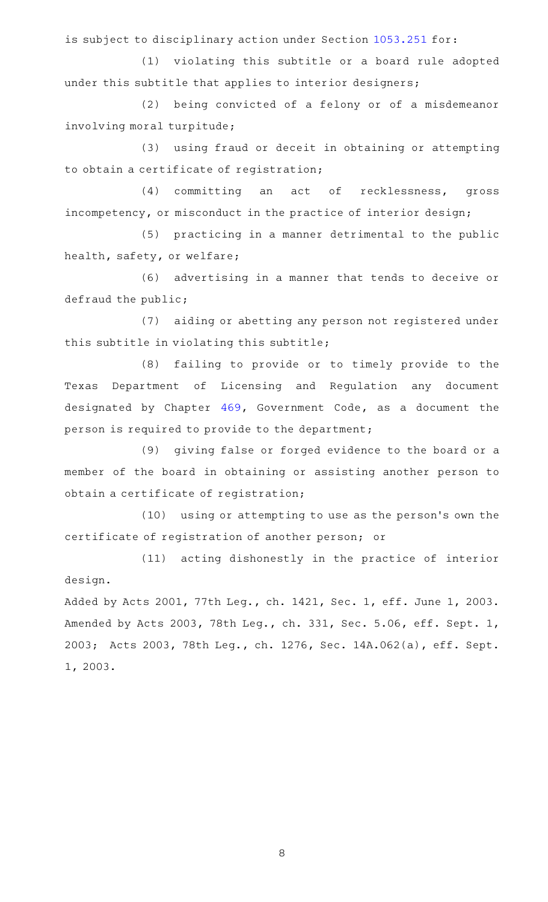is subject to disciplinary action under Section 1053.251 for:

(1) violating this subtitle or a board rule adopted under this subtitle that applies to interior designers;

(2) being convicted of a felony or of a misdemeanor involving moral turpitude;

(3) using fraud or deceit in obtaining or attempting to obtain a certificate of registration;

(4) committing an act of recklessness, gross incompetency, or misconduct in the practice of interior design;

(5) practicing in a manner detrimental to the public health, safety, or welfare;

(6) advertising in a manner that tends to deceive or defraud the public;

(7) aiding or abetting any person not registered under this subtitle in violating this subtitle;

(8) failing to provide or to timely provide to the Texas Department of Licensing and Regulation any document designated by Chapter 469, Government Code, as a document the person is required to provide to the department;

(9) giving false or forged evidence to the board or a member of the board in obtaining or assisting another person to obtain a certificate of registration;

(10) using or attempting to use as the person's own the certificate of registration of another person; or

(11) acting dishonestly in the practice of interior design.

Added by Acts 2001, 77th Leg., ch. 1421, Sec. 1, eff. June 1, 2003. Amended by Acts 2003, 78th Leg., ch. 331, Sec. 5.06, eff. Sept. 1, 2003; Acts 2003, 78th Leg., ch. 1276, Sec. 14A.062(a), eff. Sept. 1, 2003.